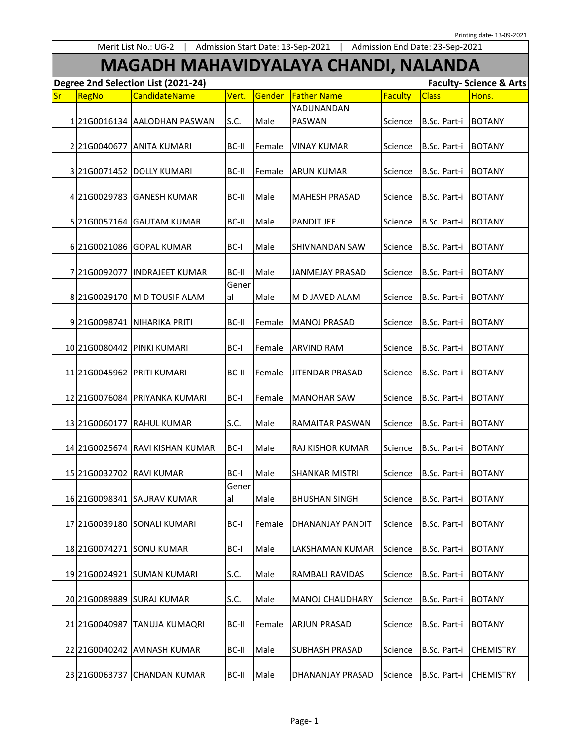Printing date- 13-09-2021

Merit List No.: UG-2 | Admission Start Date: 13-Sep-2021 | Admission End Date: 23-Sep-2021

# MAGADH MAHAVIDYALAYA CHANDI, NALANDA

**Degree 2nd Selection List (2021-24)** **Faculty- Science & Arts**

| Sr | RegNo | CandidateName | Vert. | Gender | Father Name | Faculty | Class | Hons. |
|---|---|---|---|---|---|---|---|---|
| 1 | 21G0016134 | AALODHAN PASWAN | S.C. | Male | YADUNANDAN PASWAN | Science | B.Sc. Part-i | BOTANY |
| 2 | 21G0040677 | ANITA KUMARI | BC-II | Female | VINAY KUMAR | Science | B.Sc. Part-i | BOTANY |
| 3 | 21G0071452 | DOLLY KUMARI | BC-II | Female | ARUN KUMAR | Science | B.Sc. Part-i | BOTANY |
| 4 | 21G0029783 | GANESH KUMAR | BC-II | Male | MAHESH PRASAD | Science | B.Sc. Part-i | BOTANY |
| 5 | 21G0057164 | GAUTAM KUMAR | BC-II | Male | PANDIT JEE | Science | B.Sc. Part-i | BOTANY |
| 6 | 21G0021086 | GOPAL KUMAR | BC-I | Male | SHIVNANDAN SAW | Science | B.Sc. Part-i | BOTANY |
| 7 | 21G0092077 | INDRAJEET KUMAR | BC-II | Male | JANMEJAY PRASAD | Science | B.Sc. Part-i | BOTANY |
| 8 | 21G0029170 | M D TOUSIF ALAM | General | Male | M D JAVED ALAM | Science | B.Sc. Part-i | BOTANY |
| 9 | 21G0098741 | NIHARIKA PRITI | BC-II | Female | MANOJ PRASAD | Science | B.Sc. Part-i | BOTANY |
| 10 | 21G0080442 | PINKI KUMARI | BC-I | Female | ARVIND RAM | Science | B.Sc. Part-i | BOTANY |
| 11 | 21G0045962 | PRITI KUMARI | BC-II | Female | JITENDAR PRASAD | Science | B.Sc. Part-i | BOTANY |
| 12 | 21G0076084 | PRIYANKA KUMARI | BC-I | Female | MANOHAR SAW | Science | B.Sc. Part-i | BOTANY |
| 13 | 21G0060177 | RAHUL KUMAR | S.C. | Male | RAMAITAR PASWAN | Science | B.Sc. Part-i | BOTANY |
| 14 | 21G0025674 | RAVI KISHAN KUMAR | BC-I | Male | RAJ KISHOR KUMAR | Science | B.Sc. Part-i | BOTANY |
| 15 | 21G0032702 | RAVI KUMAR | BC-I | Male | SHANKAR MISTRI | Science | B.Sc. Part-i | BOTANY |
| 16 | 21G0098341 | SAURAV KUMAR | General | Male | BHUSHAN SINGH | Science | B.Sc. Part-i | BOTANY |
| 17 | 21G0039180 | SONALI KUMARI | BC-I | Female | DHANANJAY PANDIT | Science | B.Sc. Part-i | BOTANY |
| 18 | 21G0074271 | SONU KUMAR | BC-I | Male | LAKSHAMAN KUMAR | Science | B.Sc. Part-i | BOTANY |
| 19 | 21G0024921 | SUMAN KUMARI | S.C. | Male | RAMBALI RAVIDAS | Science | B.Sc. Part-i | BOTANY |
| 20 | 21G0089889 | SURAJ KUMAR | S.C. | Male | MANOJ CHAUDHARY | Science | B.Sc. Part-i | BOTANY |
| 21 | 21G0040987 | TANUJA KUMAQRI | BC-II | Female | ARJUN PRASAD | Science | B.Sc. Part-i | BOTANY |
| 22 | 21G0040242 | AVINASH KUMAR | BC-II | Male | SUBHASH PRASAD | Science | B.Sc. Part-i | CHEMISTRY |
| 23 | 21G0063737 | CHANDAN KUMAR | BC-II | Male | DHANANJAY PRASAD | Science | B.Sc. Part-i | CHEMISTRY |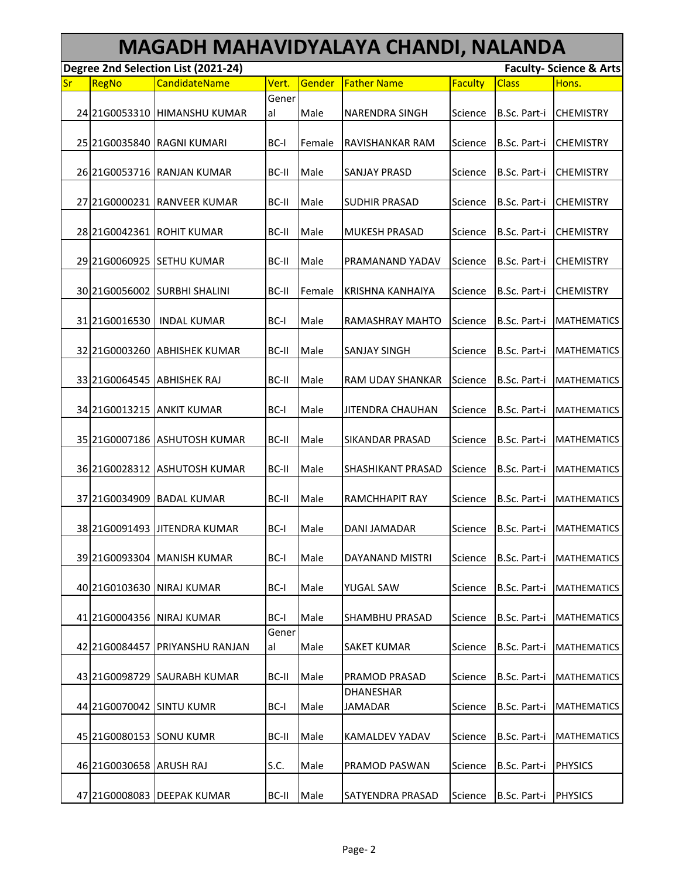# MAGADH MAHAVIDYALAYA CHANDI, NALANDA

**Degree 2nd Selection List (2021-24)** **Faculty- Science & Arts**

| Sr | RegNo | CandidateName | Vert. | Gender | Father Name | Faculty | Class | Hons. |
|---|---|---|---|---|---|---|---|---|
| 24 | 21G0053310 | HIMANSHU KUMAR | General | Male | NARENDRA SINGH | Science | B.Sc. Part-i | CHEMISTRY |
| 25 | 21G0035840 | RAGNI KUMARI | BC-I | Female | RAVISHANKAR RAM | Science | B.Sc. Part-i | CHEMISTRY |
| 26 | 21G0053716 | RANJAN KUMAR | BC-II | Male | SANJAY PRASD | Science | B.Sc. Part-i | CHEMISTRY |
| 27 | 21G0000231 | RANVEER KUMAR | BC-II | Male | SUDHIR PRASAD | Science | B.Sc. Part-i | CHEMISTRY |
| 28 | 21G0042361 | ROHIT KUMAR | BC-II | Male | MUKESH PRASAD | Science | B.Sc. Part-i | CHEMISTRY |
| 29 | 21G0060925 | SETHU KUMAR | BC-II | Male | PRAMANAND YADAV | Science | B.Sc. Part-i | CHEMISTRY |
| 30 | 21G0056002 | SURBHI SHALINI | BC-II | Female | KRISHNA KANHAIYA | Science | B.Sc. Part-i | CHEMISTRY |
| 31 | 21G0016530 | INDAL KUMAR | BC-I | Male | RAMASHRAY MAHTO | Science | B.Sc. Part-i | MATHEMATICS |
| 32 | 21G0003260 | ABHISHEK KUMAR | BC-II | Male | SANJAY SINGH | Science | B.Sc. Part-i | MATHEMATICS |
| 33 | 21G0064545 | ABHISHEK RAJ | BC-II | Male | RAM UDAY SHANKAR | Science | B.Sc. Part-i | MATHEMATICS |
| 34 | 21G0013215 | ANKIT KUMAR | BC-I | Male | JITENDRA CHAUHAN | Science | B.Sc. Part-i | MATHEMATICS |
| 35 | 21G0007186 | ASHUTOSH KUMAR | BC-II | Male | SIKANDAR PRASAD | Science | B.Sc. Part-i | MATHEMATICS |
| 36 | 21G0028312 | ASHUTOSH KUMAR | BC-II | Male | SHASHIKANT PRASAD | Science | B.Sc. Part-i | MATHEMATICS |
| 37 | 21G0034909 | BADAL KUMAR | BC-II | Male | RAMCHHAPIT RAY | Science | B.Sc. Part-i | MATHEMATICS |
| 38 | 21G0091493 | JITENDRA KUMAR | BC-I | Male | DANI JAMADAR | Science | B.Sc. Part-i | MATHEMATICS |
| 39 | 21G0093304 | MANISH KUMAR | BC-I | Male | DAYANAND MISTRI | Science | B.Sc. Part-i | MATHEMATICS |
| 40 | 21G0103630 | NIRAJ KUMAR | BC-I | Male | YUGAL SAW | Science | B.Sc. Part-i | MATHEMATICS |
| 41 | 21G0004356 | NIRAJ KUMAR | BC-I | Male | SHAMBHU PRASAD | Science | B.Sc. Part-i | MATHEMATICS |
| 42 | 21G0084457 | PRIYANSHU RANJAN | General | Male | SAKET KUMAR | Science | B.Sc. Part-i | MATHEMATICS |
| 43 | 21G0098729 | SAURABH KUMAR | BC-II | Male | PRAMOD PRASAD | Science | B.Sc. Part-i | MATHEMATICS |
| 44 | 21G0070042 | SINTU KUMR | BC-I | Male | DHANESHAR JAMADAR | Science | B.Sc. Part-i | MATHEMATICS |
| 45 | 21G0080153 | SONU KUMR | BC-II | Male | KAMALDEV YADAV | Science | B.Sc. Part-i | MATHEMATICS |
| 46 | 21G0030658 | ARUSH RAJ | S.C. | Male | PRAMOD PASWAN | Science | B.Sc. Part-i | PHYSICS |
| 47 | 21G0008083 | DEEPAK KUMAR | BC-II | Male | SATYENDRA PRASAD | Science | B.Sc. Part-i | PHYSICS |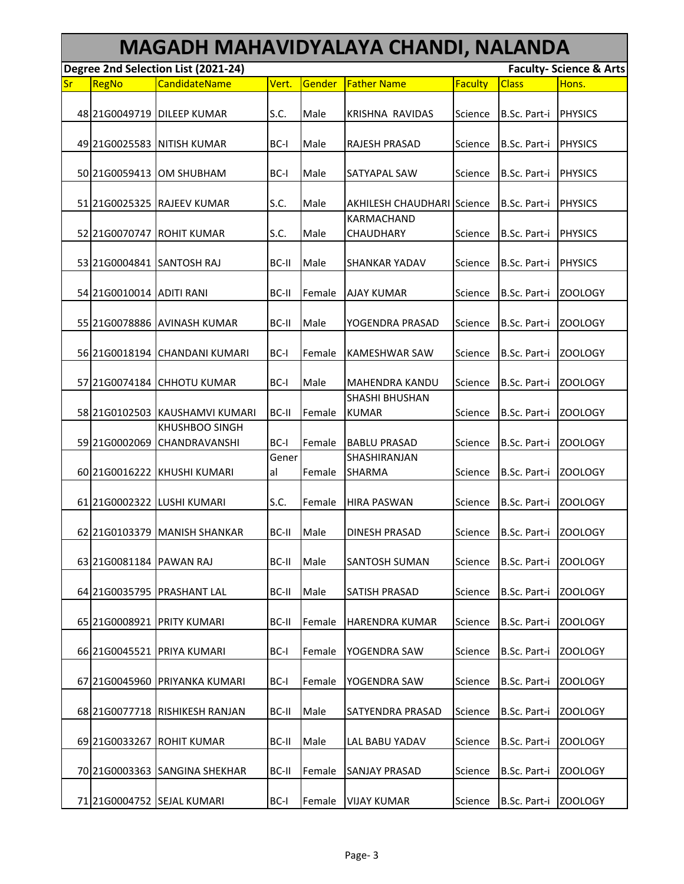# MAGADH MAHAVIDYALAYA CHANDI, NALANDA

**Degree 2nd Selection List (2021-24)** **Faculty- Science & Arts**

| Sr | RegNo | CandidateName | Vert. | Gender | Father Name | Faculty | Class | Hons. |
|---|---|---|---|---|---|---|---|---|
| 48 | 21G0049719 | DILEEP KUMAR | S.C. | Male | KRISHNA RAVIDAS | Science | B.Sc. Part-i | PHYSICS |
| 49 | 21G0025583 | NITISH KUMAR | BC-I | Male | RAJESH PRASAD | Science | B.Sc. Part-i | PHYSICS |
| 50 | 21G0059413 | OM SHUBHAM | BC-I | Male | SATYAPAL SAW | Science | B.Sc. Part-i | PHYSICS |
| 51 | 21G0025325 | RAJEEV KUMAR | S.C. | Male | AKHILESH CHAUDHARI | Science | B.Sc. Part-i | PHYSICS |
| 52 | 21G0070747 | ROHIT KUMAR | S.C. | Male | KARMACHAND CHAUDHARY | Science | B.Sc. Part-i | PHYSICS |
| 53 | 21G0004841 | SANTOSH RAJ | BC-II | Male | SHANKAR YADAV | Science | B.Sc. Part-i | PHYSICS |
| 54 | 21G0010014 | ADITI RANI | BC-II | Female | AJAY KUMAR | Science | B.Sc. Part-i | ZOOLOGY |
| 55 | 21G0078886 | AVINASH KUMAR | BC-II | Male | YOGENDRA PRASAD | Science | B.Sc. Part-i | ZOOLOGY |
| 56 | 21G0018194 | CHANDANI KUMARI | BC-I | Female | KAMESHWAR SAW | Science | B.Sc. Part-i | ZOOLOGY |
| 57 | 21G0074184 | CHHOTU KUMAR | BC-I | Male | MAHENDRA KANDU | Science | B.Sc. Part-i | ZOOLOGY |
| 58 | 21G0102503 | KAUSHAMVI KUMARI | BC-II | Female | SHASHI BHUSHAN KUMAR | Science | B.Sc. Part-i | ZOOLOGY |
| 59 | 21G0002069 | KHUSHBOO SINGH CHANDRAVANSHI | BC-I | Female | BABLU PRASAD | Science | B.Sc. Part-i | ZOOLOGY |
| 60 | 21G0016222 | KHUSHI KUMARI | General | Female | SHASHIRANJAN SHARMA | Science | B.Sc. Part-i | ZOOLOGY |
| 61 | 21G0002322 | LUSHI KUMARI | S.C. | Female | HIRA PASWAN | Science | B.Sc. Part-i | ZOOLOGY |
| 62 | 21G0103379 | MANISH SHANKAR | BC-II | Male | DINESH PRASAD | Science | B.Sc. Part-i | ZOOLOGY |
| 63 | 21G0081184 | PAWAN RAJ | BC-II | Male | SANTOSH SUMAN | Science | B.Sc. Part-i | ZOOLOGY |
| 64 | 21G0035795 | PRASHANT LAL | BC-II | Male | SATISH PRASAD | Science | B.Sc. Part-i | ZOOLOGY |
| 65 | 21G0008921 | PRITY KUMARI | BC-II | Female | HARENDRA KUMAR | Science | B.Sc. Part-i | ZOOLOGY |
| 66 | 21G0045521 | PRIYA KUMARI | BC-I | Female | YOGENDRA SAW | Science | B.Sc. Part-i | ZOOLOGY |
| 67 | 21G0045960 | PRIYANKA KUMARI | BC-I | Female | YOGENDRA SAW | Science | B.Sc. Part-i | ZOOLOGY |
| 68 | 21G0077718 | RISHIKESH RANJAN | BC-II | Male | SATYENDRA PRASAD | Science | B.Sc. Part-i | ZOOLOGY |
| 69 | 21G0033267 | ROHIT KUMAR | BC-II | Male | LAL BABU YADAV | Science | B.Sc. Part-i | ZOOLOGY |
| 70 | 21G0003363 | SANGINA SHEKHAR | BC-II | Female | SANJAY PRASAD | Science | B.Sc. Part-i | ZOOLOGY |
| 71 | 21G0004752 | SEJAL KUMARI | BC-I | Female | VIJAY KUMAR | Science | B.Sc. Part-i | ZOOLOGY |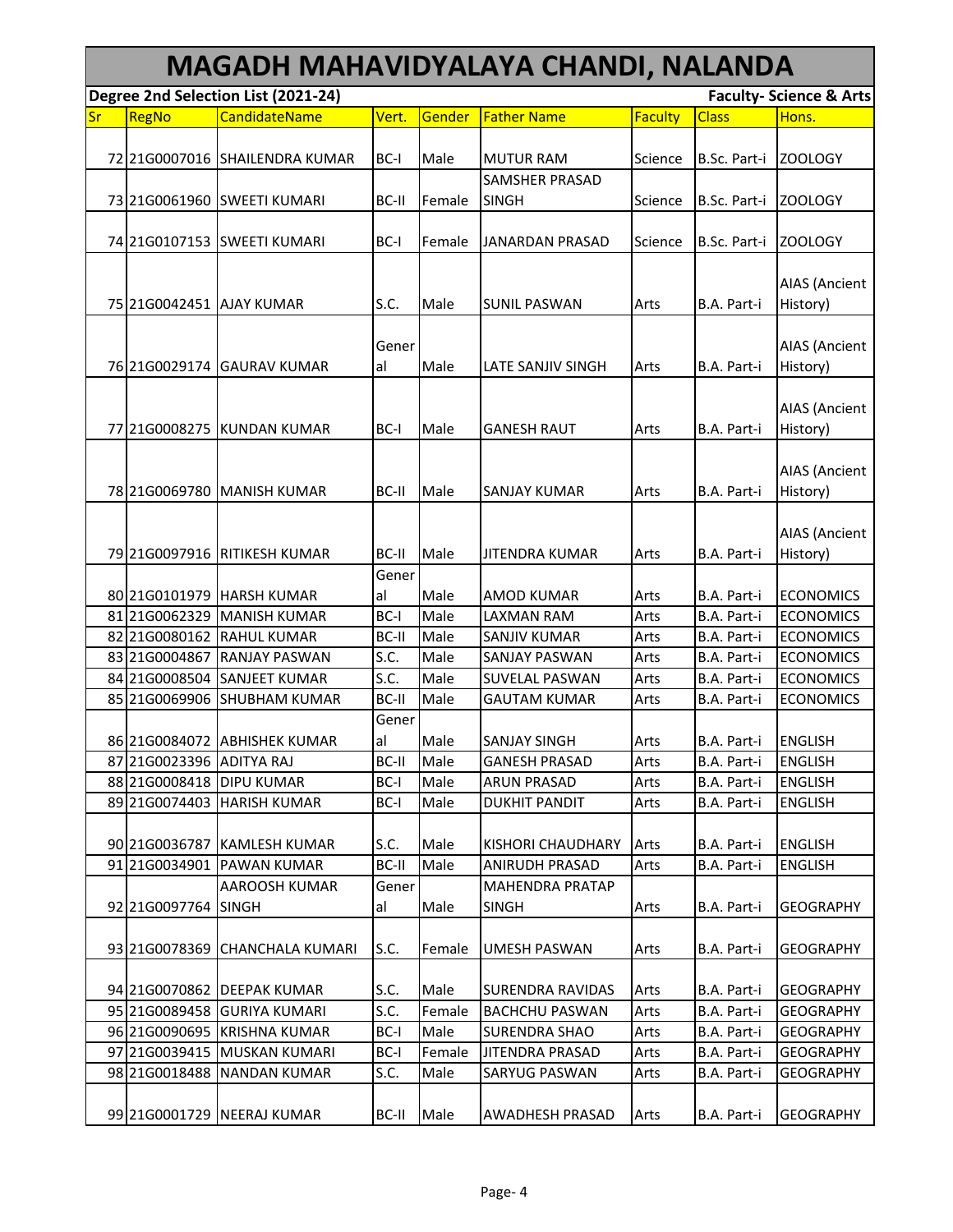# MAGADH MAHAVIDYALAYA CHANDI, NALANDA

**Degree 2nd Selection List (2021-24)** **Faculty- Science & Arts**

| Sr | RegNo | CandidateName | Vert. | Gender | Father Name | Faculty | Class | Hons. |
|---|---|---|---|---|---|---|---|---|
| 72 | 21G0007016 | SHAILENDRA KUMAR | BC-I | Male | MUTUR RAM | Science | B.Sc. Part-i | ZOOLOGY |
| 73 | 21G0061960 | SWEETI KUMARI | BC-II | Female | SAMSHER PRASAD SINGH | Science | B.Sc. Part-i | ZOOLOGY |
| 74 | 21G0107153 | SWEETI KUMARI | BC-I | Female | JANARDAN PRASAD | Science | B.Sc. Part-i | ZOOLOGY |
| 75 | 21G0042451 | AJAY KUMAR | S.C. | Male | SUNIL PASWAN | Arts | B.A. Part-i | AIAS (Ancient History) |
| 76 | 21G0029174 | GAURAV KUMAR | General | Male | LATE SANJIV SINGH | Arts | B.A. Part-i | AIAS (Ancient History) |
| 77 | 21G0008275 | KUNDAN KUMAR | BC-I | Male | GANESH RAUT | Arts | B.A. Part-i | AIAS (Ancient History) |
| 78 | 21G0069780 | MANISH KUMAR | BC-II | Male | SANJAY KUMAR | Arts | B.A. Part-i | AIAS (Ancient History) |
| 79 | 21G0097916 | RITIKESH KUMAR | BC-II | Male | JITENDRA KUMAR | Arts | B.A. Part-i | AIAS (Ancient History) |
| 80 | 21G0101979 | HARSH KUMAR | General | Male | AMOD KUMAR | Arts | B.A. Part-i | ECONOMICS |
| 81 | 21G0062329 | MANISH KUMAR | BC-I | Male | LAXMAN RAM | Arts | B.A. Part-i | ECONOMICS |
| 82 | 21G0080162 | RAHUL KUMAR | BC-II | Male | SANJIV KUMAR | Arts | B.A. Part-i | ECONOMICS |
| 83 | 21G0004867 | RANJAY PASWAN | S.C. | Male | SANJAY PASWAN | Arts | B.A. Part-i | ECONOMICS |
| 84 | 21G0008504 | SANJEET KUMAR | S.C. | Male | SUVELAL PASWAN | Arts | B.A. Part-i | ECONOMICS |
| 85 | 21G0069906 | SHUBHAM KUMAR | BC-II | Male | GAUTAM KUMAR | Arts | B.A. Part-i | ECONOMICS |
| 86 | 21G0084072 | ABHISHEK KUMAR | General | Male | SANJAY SINGH | Arts | B.A. Part-i | ENGLISH |
| 87 | 21G0023396 | ADITYA RAJ | BC-II | Male | GANESH PRASAD | Arts | B.A. Part-i | ENGLISH |
| 88 | 21G0008418 | DIPU KUMAR | BC-I | Male | ARUN PRASAD | Arts | B.A. Part-i | ENGLISH |
| 89 | 21G0074403 | HARISH KUMAR | BC-I | Male | DUKHIT PANDIT | Arts | B.A. Part-i | ENGLISH |
| 90 | 21G0036787 | KAMLESH KUMAR | S.C. | Male | KISHORI CHAUDHARY | Arts | B.A. Part-i | ENGLISH |
| 91 | 21G0034901 | PAWAN KUMAR | BC-II | Male | ANIRUDH PRASAD | Arts | B.A. Part-i | ENGLISH |
| 92 | 21G0097764 | AAROOSH KUMAR SINGH | General | Male | MAHENDRA PRATAP SINGH | Arts | B.A. Part-i | GEOGRAPHY |
| 93 | 21G0078369 | CHANCHALA KUMARI | S.C. | Female | UMESH PASWAN | Arts | B.A. Part-i | GEOGRAPHY |
| 94 | 21G0070862 | DEEPAK KUMAR | S.C. | Male | SURENDRA RAVIDAS | Arts | B.A. Part-i | GEOGRAPHY |
| 95 | 21G0089458 | GURIYA KUMARI | S.C. | Female | BACHCHU PASWAN | Arts | B.A. Part-i | GEOGRAPHY |
| 96 | 21G0090695 | KRISHNA KUMAR | BC-I | Male | SURENDRA SHAO | Arts | B.A. Part-i | GEOGRAPHY |
| 97 | 21G0039415 | MUSKAN KUMARI | BC-I | Female | JITENDRA PRASAD | Arts | B.A. Part-i | GEOGRAPHY |
| 98 | 21G0018488 | NANDAN KUMAR | S.C. | Male | SARYUG PASWAN | Arts | B.A. Part-i | GEOGRAPHY |
| 99 | 21G0001729 | NEERAJ KUMAR | BC-II | Male | AWADHESH PRASAD | Arts | B.A. Part-i | GEOGRAPHY |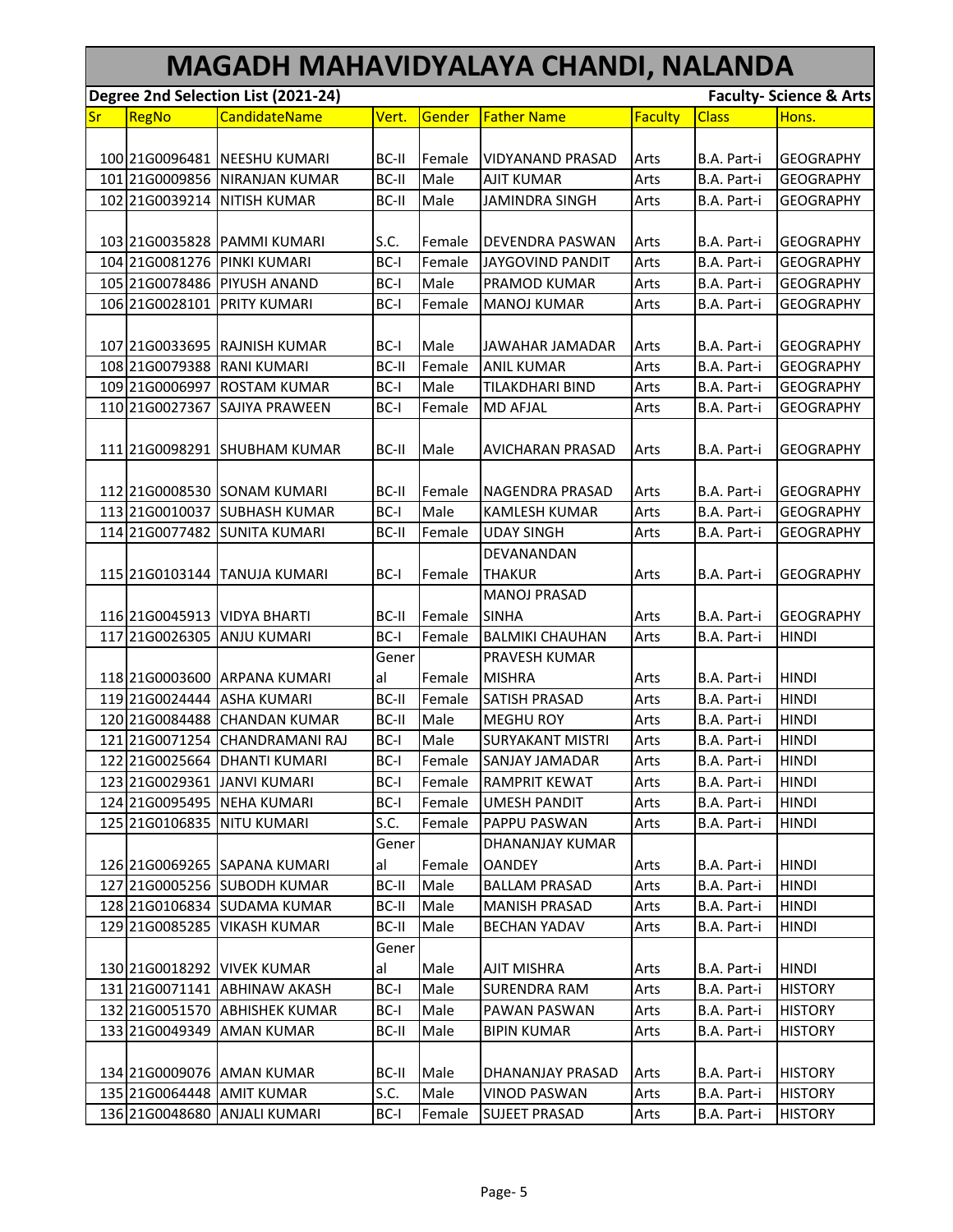# MAGADH MAHAVIDYALAYA CHANDI, NALANDA

**Degree 2nd Selection List (2021-24)** **Faculty- Science & Arts**

| Sr | RegNo | CandidateName | Vert. | Gender | Father Name | Faculty | Class | Hons. |
|---|---|---|---|---|---|---|---|---|
| 100 | 21G0096481 | NEESHU KUMARI | BC-II | Female | VIDYANAND PRASAD | Arts | B.A. Part-i | GEOGRAPHY |
| 101 | 21G0009856 | NIRANJAN KUMAR | BC-II | Male | AJIT KUMAR | Arts | B.A. Part-i | GEOGRAPHY |
| 102 | 21G0039214 | NITISH KUMAR | BC-II | Male | JAMINDRA SINGH | Arts | B.A. Part-i | GEOGRAPHY |
| 103 | 21G0035828 | PAMMI KUMARI | S.C. | Female | DEVENDRA PASWAN | Arts | B.A. Part-i | GEOGRAPHY |
| 104 | 21G0081276 | PINKI KUMARI | BC-I | Female | JAYGOVIND PANDIT | Arts | B.A. Part-i | GEOGRAPHY |
| 105 | 21G0078486 | PIYUSH ANAND | BC-I | Male | PRAMOD KUMAR | Arts | B.A. Part-i | GEOGRAPHY |
| 106 | 21G0028101 | PRITY KUMARI | BC-I | Female | MANOJ KUMAR | Arts | B.A. Part-i | GEOGRAPHY |
| 107 | 21G0033695 | RAJNISH KUMAR | BC-I | Male | JAWAHAR JAMADAR | Arts | B.A. Part-i | GEOGRAPHY |
| 108 | 21G0079388 | RANI KUMARI | BC-II | Female | ANIL KUMAR | Arts | B.A. Part-i | GEOGRAPHY |
| 109 | 21G0006997 | ROSTAM KUMAR | BC-I | Male | TILAKDHARI BIND | Arts | B.A. Part-i | GEOGRAPHY |
| 110 | 21G0027367 | SAJIYA PRAWEEN | BC-I | Female | MD AFJAL | Arts | B.A. Part-i | GEOGRAPHY |
| 111 | 21G0098291 | SHUBHAM KUMAR | BC-II | Male | AVICHARAN PRASAD | Arts | B.A. Part-i | GEOGRAPHY |
| 112 | 21G0008530 | SONAM KUMARI | BC-II | Female | NAGENDRA PRASAD | Arts | B.A. Part-i | GEOGRAPHY |
| 113 | 21G0010037 | SUBHASH KUMAR | BC-I | Male | KAMLESH KUMAR | Arts | B.A. Part-i | GEOGRAPHY |
| 114 | 21G0077482 | SUNITA KUMARI | BC-II | Female | UDAY SINGH | Arts | B.A. Part-i | GEOGRAPHY |
| 115 | 21G0103144 | TANUJA KUMARI | BC-I | Female | DEVANANDAN THAKUR | Arts | B.A. Part-i | GEOGRAPHY |
| 116 | 21G0045913 | VIDYA BHARTI | BC-II | Female | MANOJ PRASAD SINHA | Arts | B.A. Part-i | GEOGRAPHY |
| 117 | 21G0026305 | ANJU KUMARI | BC-I | Female | BALMIKI CHAUHAN | Arts | B.A. Part-i | HINDI |
| 118 | 21G0003600 | ARPANA KUMARI | General | Female | PRAVESH KUMAR MISHRA | Arts | B.A. Part-i | HINDI |
| 119 | 21G0024444 | ASHA KUMARI | BC-II | Female | SATISH PRASAD | Arts | B.A. Part-i | HINDI |
| 120 | 21G0084488 | CHANDAN KUMAR | BC-II | Male | MEGHU ROY | Arts | B.A. Part-i | HINDI |
| 121 | 21G0071254 | CHANDRAMANI RAJ | BC-I | Male | SURYAKANT MISTRI | Arts | B.A. Part-i | HINDI |
| 122 | 21G0025664 | DHANTI KUMARI | BC-I | Female | SANJAY JAMADAR | Arts | B.A. Part-i | HINDI |
| 123 | 21G0029361 | JANVI KUMARI | BC-I | Female | RAMPRIT KEWAT | Arts | B.A. Part-i | HINDI |
| 124 | 21G0095495 | NEHA KUMARI | BC-I | Female | UMESH PANDIT | Arts | B.A. Part-i | HINDI |
| 125 | 21G0106835 | NITU KUMARI | S.C. | Female | PAPPU PASWAN | Arts | B.A. Part-i | HINDI |
| 126 | 21G0069265 | SAPANA KUMARI | General | Female | DHANANJAY KUMAR OANDEY | Arts | B.A. Part-i | HINDI |
| 127 | 21G0005256 | SUBODH KUMAR | BC-II | Male | BALLAM PRASAD | Arts | B.A. Part-i | HINDI |
| 128 | 21G0106834 | SUDAMA KUMAR | BC-II | Male | MANISH PRASAD | Arts | B.A. Part-i | HINDI |
| 129 | 21G0085285 | VIKASH KUMAR | BC-II | Male | BECHAN YADAV | Arts | B.A. Part-i | HINDI |
| 130 | 21G0018292 | VIVEK KUMAR | General | Male | AJIT MISHRA | Arts | B.A. Part-i | HINDI |
| 131 | 21G0071141 | ABHINAW AKASH | BC-I | Male | SURENDRA RAM | Arts | B.A. Part-i | HISTORY |
| 132 | 21G0051570 | ABHISHEK KUMAR | BC-I | Male | PAWAN PASWAN | Arts | B.A. Part-i | HISTORY |
| 133 | 21G0049349 | AMAN KUMAR | BC-II | Male | BIPIN KUMAR | Arts | B.A. Part-i | HISTORY |
| 134 | 21G0009076 | AMAN KUMAR | BC-II | Male | DHANANJAY PRASAD | Arts | B.A. Part-i | HISTORY |
| 135 | 21G0064448 | AMIT KUMAR | S.C. | Male | VINOD PASWAN | Arts | B.A. Part-i | HISTORY |
| 136 | 21G0048680 | ANJALI KUMARI | BC-I | Female | SUJEET PRASAD | Arts | B.A. Part-i | HISTORY |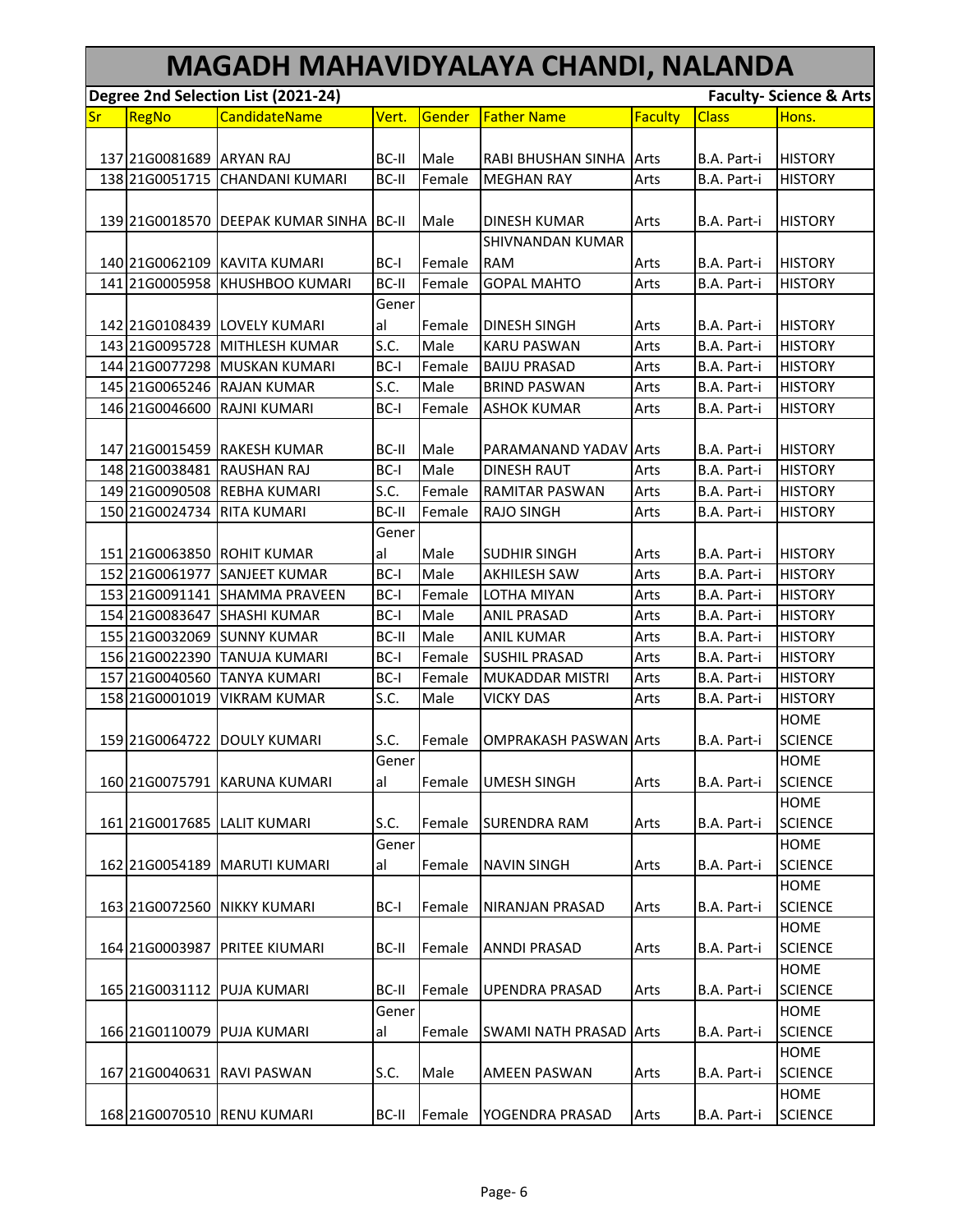# MAGADH MAHAVIDYALAYA CHANDI, NALANDA

**Degree 2nd Selection List (2021-24)** **Faculty- Science & Arts**

| Sr | RegNo | CandidateName | Vert. | Gender | Father Name | Faculty | Class | Hons. |
|---|---|---|---|---|---|---|---|---|
| 137 | 21G0081689 | ARYAN RAJ | BC-II | Male | RABI BHUSHAN SINHA | Arts | B.A. Part-i | HISTORY |
| 138 | 21G0051715 | CHANDANI KUMARI | BC-II | Female | MEGHAN RAY | Arts | B.A. Part-i | HISTORY |
| 139 | 21G0018570 | DEEPAK KUMAR SINHA | BC-II | Male | DINESH KUMAR | Arts | B.A. Part-i | HISTORY |
| 140 | 21G0062109 | KAVITA KUMARI | BC-I | Female | SHIVNANDAN KUMAR RAM | Arts | B.A. Part-i | HISTORY |
| 141 | 21G0005958 | KHUSHBOO KUMARI | BC-II | Female | GOPAL MAHTO | Arts | B.A. Part-i | HISTORY |
| 142 | 21G0108439 | LOVELY KUMARI | General | Female | DINESH SINGH | Arts | B.A. Part-i | HISTORY |
| 143 | 21G0095728 | MITHLESH KUMAR | S.C. | Male | KARU PASWAN | Arts | B.A. Part-i | HISTORY |
| 144 | 21G0077298 | MUSKAN KUMARI | BC-I | Female | BAIJU PRASAD | Arts | B.A. Part-i | HISTORY |
| 145 | 21G0065246 | RAJAN KUMAR | S.C. | Male | BRIND PASWAN | Arts | B.A. Part-i | HISTORY |
| 146 | 21G0046600 | RAJNI KUMARI | BC-I | Female | ASHOK KUMAR | Arts | B.A. Part-i | HISTORY |
| 147 | 21G0015459 | RAKESH KUMAR | BC-II | Male | PARAMANAND YADAV | Arts | B.A. Part-i | HISTORY |
| 148 | 21G0038481 | RAUSHAN RAJ | BC-I | Male | DINESH RAUT | Arts | B.A. Part-i | HISTORY |
| 149 | 21G0090508 | REBHA KUMARI | S.C. | Female | RAMITAR PASWAN | Arts | B.A. Part-i | HISTORY |
| 150 | 21G0024734 | RITA KUMARI | BC-II | Female | RAJO SINGH | Arts | B.A. Part-i | HISTORY |
| 151 | 21G0063850 | ROHIT KUMAR | General | Male | SUDHIR SINGH | Arts | B.A. Part-i | HISTORY |
| 152 | 21G0061977 | SANJEET KUMAR | BC-I | Male | AKHILESH SAW | Arts | B.A. Part-i | HISTORY |
| 153 | 21G0091141 | SHAMMA PRAVEEN | BC-I | Female | LOTHA MIYAN | Arts | B.A. Part-i | HISTORY |
| 154 | 21G0083647 | SHASHI KUMAR | BC-I | Male | ANIL PRASAD | Arts | B.A. Part-i | HISTORY |
| 155 | 21G0032069 | SUNNY KUMAR | BC-II | Male | ANIL KUMAR | Arts | B.A. Part-i | HISTORY |
| 156 | 21G0022390 | TANUJA KUMARI | BC-I | Female | SUSHIL PRASAD | Arts | B.A. Part-i | HISTORY |
| 157 | 21G0040560 | TANYA KUMARI | BC-I | Female | MUKADDAR MISTRI | Arts | B.A. Part-i | HISTORY |
| 158 | 21G0001019 | VIKRAM KUMAR | S.C. | Male | VICKY DAS | Arts | B.A. Part-i | HISTORY |
| 159 | 21G0064722 | DOULY KUMARI | S.C. | Female | OMPRAKASH PASWAN | Arts | B.A. Part-i | HOME SCIENCE |
| 160 | 21G0075791 | KARUNA KUMARI | General | Female | UMESH SINGH | Arts | B.A. Part-i | HOME SCIENCE |
| 161 | 21G0017685 | LALIT KUMARI | S.C. | Female | SURENDRA RAM | Arts | B.A. Part-i | HOME SCIENCE |
| 162 | 21G0054189 | MARUTI KUMARI | General | Female | NAVIN SINGH | Arts | B.A. Part-i | HOME SCIENCE |
| 163 | 21G0072560 | NIKKY KUMARI | BC-I | Female | NIRANJAN PRASAD | Arts | B.A. Part-i | HOME SCIENCE |
| 164 | 21G0003987 | PRITEE KIUMARI | BC-II | Female | ANNDI PRASAD | Arts | B.A. Part-i | HOME SCIENCE |
| 165 | 21G0031112 | PUJA KUMARI | BC-II | Female | UPENDRA PRASAD | Arts | B.A. Part-i | HOME SCIENCE |
| 166 | 21G0110079 | PUJA KUMARI | General | Female | SWAMI NATH PRASAD | Arts | B.A. Part-i | HOME SCIENCE |
| 167 | 21G0040631 | RAVI PASWAN | S.C. | Male | AMEEN PASWAN | Arts | B.A. Part-i | HOME SCIENCE |
| 168 | 21G0070510 | RENU KUMARI | BC-II | Female | YOGENDRA PRASAD | Arts | B.A. Part-i | HOME SCIENCE |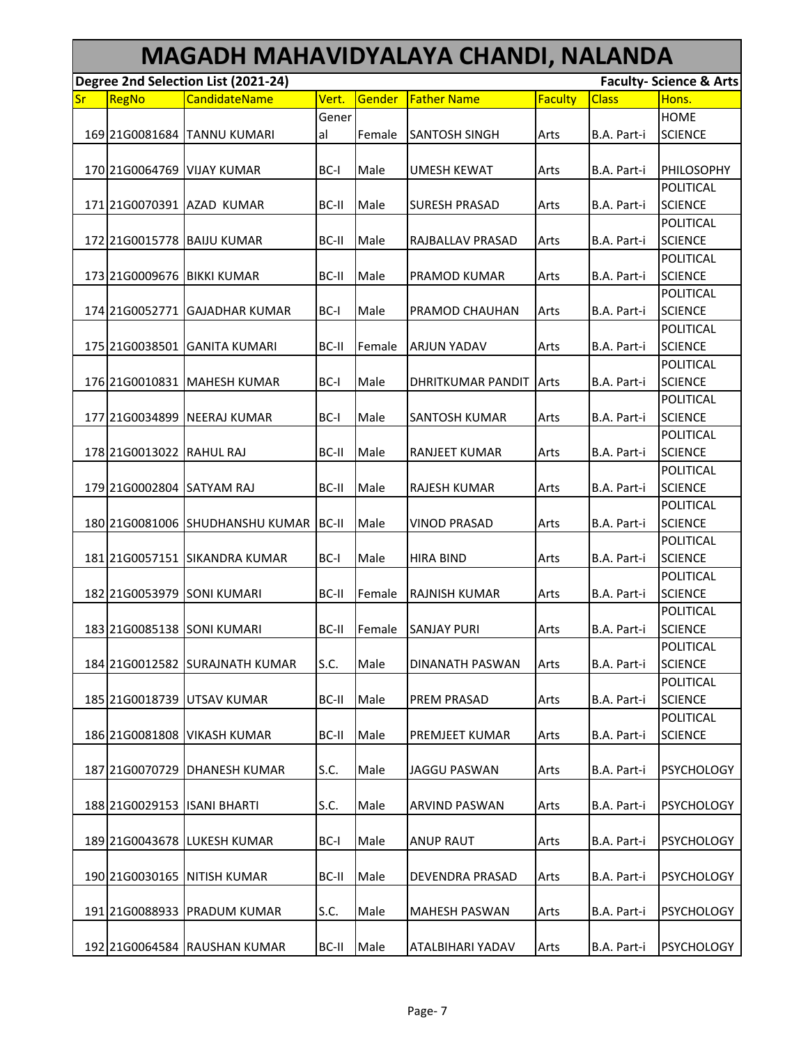# MAGADH MAHAVIDYALAYA CHANDI, NALANDA

**Degree 2nd Selection List (2021-24)** **Faculty- Science & Arts**

| Sr | RegNo | CandidateName | Vert. | Gender | Father Name | Faculty | Class | Hons. |
|---|---|---|---|---|---|---|---|---|
| 169 | 21G0081684 | TANNU KUMARI | General | Female | SANTOSH SINGH | Arts | B.A. Part-i | HOME SCIENCE |
| 170 | 21G0064769 | VIJAY KUMAR | BC-I | Male | UMESH KEWAT | Arts | B.A. Part-i | PHILOSOPHY |
| 171 | 21G0070391 | AZAD KUMAR | BC-II | Male | SURESH PRASAD | Arts | B.A. Part-i | POLITICAL SCIENCE |
| 172 | 21G0015778 | BAIJU KUMAR | BC-II | Male | RAJBALLAV PRASAD | Arts | B.A. Part-i | POLITICAL SCIENCE |
| 173 | 21G0009676 | BIKKI KUMAR | BC-II | Male | PRAMOD KUMAR | Arts | B.A. Part-i | POLITICAL SCIENCE |
| 174 | 21G0052771 | GAJADHAR KUMAR | BC-I | Male | PRAMOD CHAUHAN | Arts | B.A. Part-i | POLITICAL SCIENCE |
| 175 | 21G0038501 | GANITA KUMARI | BC-II | Female | ARJUN YADAV | Arts | B.A. Part-i | POLITICAL SCIENCE |
| 176 | 21G0010831 | MAHESH KUMAR | BC-I | Male | DHRITKUMAR PANDIT | Arts | B.A. Part-i | POLITICAL SCIENCE |
| 177 | 21G0034899 | NEERAJ KUMAR | BC-I | Male | SANTOSH KUMAR | Arts | B.A. Part-i | POLITICAL SCIENCE |
| 178 | 21G0013022 | RAHUL RAJ | BC-II | Male | RANJEET KUMAR | Arts | B.A. Part-i | POLITICAL SCIENCE |
| 179 | 21G0002804 | SATYAM RAJ | BC-II | Male | RAJESH KUMAR | Arts | B.A. Part-i | POLITICAL SCIENCE |
| 180 | 21G0081006 | SHUDHANSHU KUMAR | BC-II | Male | VINOD PRASAD | Arts | B.A. Part-i | POLITICAL SCIENCE |
| 181 | 21G0057151 | SIKANDRA KUMAR | BC-I | Male | HIRA BIND | Arts | B.A. Part-i | POLITICAL SCIENCE |
| 182 | 21G0053979 | SONI KUMARI | BC-II | Female | RAJNISH KUMAR | Arts | B.A. Part-i | POLITICAL SCIENCE |
| 183 | 21G0085138 | SONI KUMARI | BC-II | Female | SANJAY PURI | Arts | B.A. Part-i | POLITICAL SCIENCE |
| 184 | 21G0012582 | SURAJNATH KUMAR | S.C. | Male | DINANATH PASWAN | Arts | B.A. Part-i | POLITICAL SCIENCE |
| 185 | 21G0018739 | UTSAV KUMAR | BC-II | Male | PREM PRASAD | Arts | B.A. Part-i | POLITICAL SCIENCE |
| 186 | 21G0081808 | VIKASH KUMAR | BC-II | Male | PREMJEET KUMAR | Arts | B.A. Part-i | POLITICAL SCIENCE |
| 187 | 21G0070729 | DHANESH KUMAR | S.C. | Male | JAGGU PASWAN | Arts | B.A. Part-i | PSYCHOLOGY |
| 188 | 21G0029153 | ISANI BHARTI | S.C. | Male | ARVIND PASWAN | Arts | B.A. Part-i | PSYCHOLOGY |
| 189 | 21G0043678 | LUKESH KUMAR | BC-I | Male | ANUP RAUT | Arts | B.A. Part-i | PSYCHOLOGY |
| 190 | 21G0030165 | NITISH KUMAR | BC-II | Male | DEVENDRA PRASAD | Arts | B.A. Part-i | PSYCHOLOGY |
| 191 | 21G0088933 | PRADUM KUMAR | S.C. | Male | MAHESH PASWAN | Arts | B.A. Part-i | PSYCHOLOGY |
| 192 | 21G0064584 | RAUSHAN KUMAR | BC-II | Male | ATALBIHARI YADAV | Arts | B.A. Part-i | PSYCHOLOGY |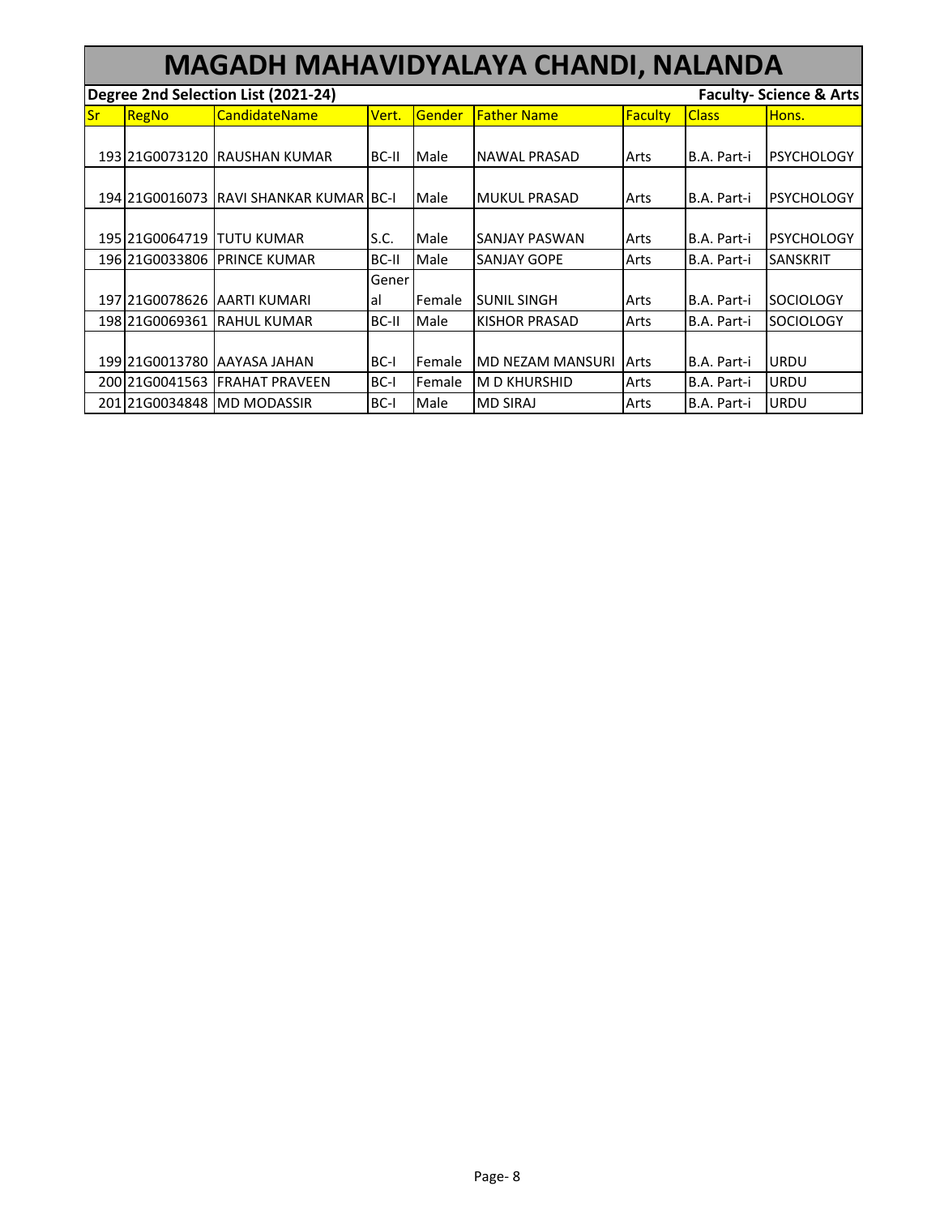# MAGADH MAHAVIDYALAYA CHANDI, NALANDA

**Degree 2nd Selection List (2021-24)** **Faculty- Science & Arts**

| Sr | RegNo | CandidateName | Vert. | Gender | Father Name | Faculty | Class | Hons. |
|---|---|---|---|---|---|---|---|---|
| 193 | 21G0073120 | RAUSHAN KUMAR | BC-II | Male | NAWAL PRASAD | Arts | B.A. Part-i | PSYCHOLOGY |
| 194 | 21G0016073 | RAVI SHANKAR KUMAR | BC-I | Male | MUKUL PRASAD | Arts | B.A. Part-i | PSYCHOLOGY |
| 195 | 21G0064719 | TUTU KUMAR | S.C. | Male | SANJAY PASWAN | Arts | B.A. Part-i | PSYCHOLOGY |
| 196 | 21G0033806 | PRINCE KUMAR | BC-II | Male | SANJAY GOPE | Arts | B.A. Part-i | SANSKRIT |
| 197 | 21G0078626 | AARTI KUMARI | General | Female | SUNIL SINGH | Arts | B.A. Part-i | SOCIOLOGY |
| 198 | 21G0069361 | RAHUL KUMAR | BC-II | Male | KISHOR PRASAD | Arts | B.A. Part-i | SOCIOLOGY |
| 199 | 21G0013780 | AAYASA JAHAN | BC-I | Female | MD NEZAM MANSURI | Arts | B.A. Part-i | URDU |
| 200 | 21G0041563 | FRAHAT PRAVEEN | BC-I | Female | M D KHURSHID | Arts | B.A. Part-i | URDU |
| 201 | 21G0034848 | MD MODASSIR | BC-I | Male | MD SIRAJ | Arts | B.A. Part-i | URDU |